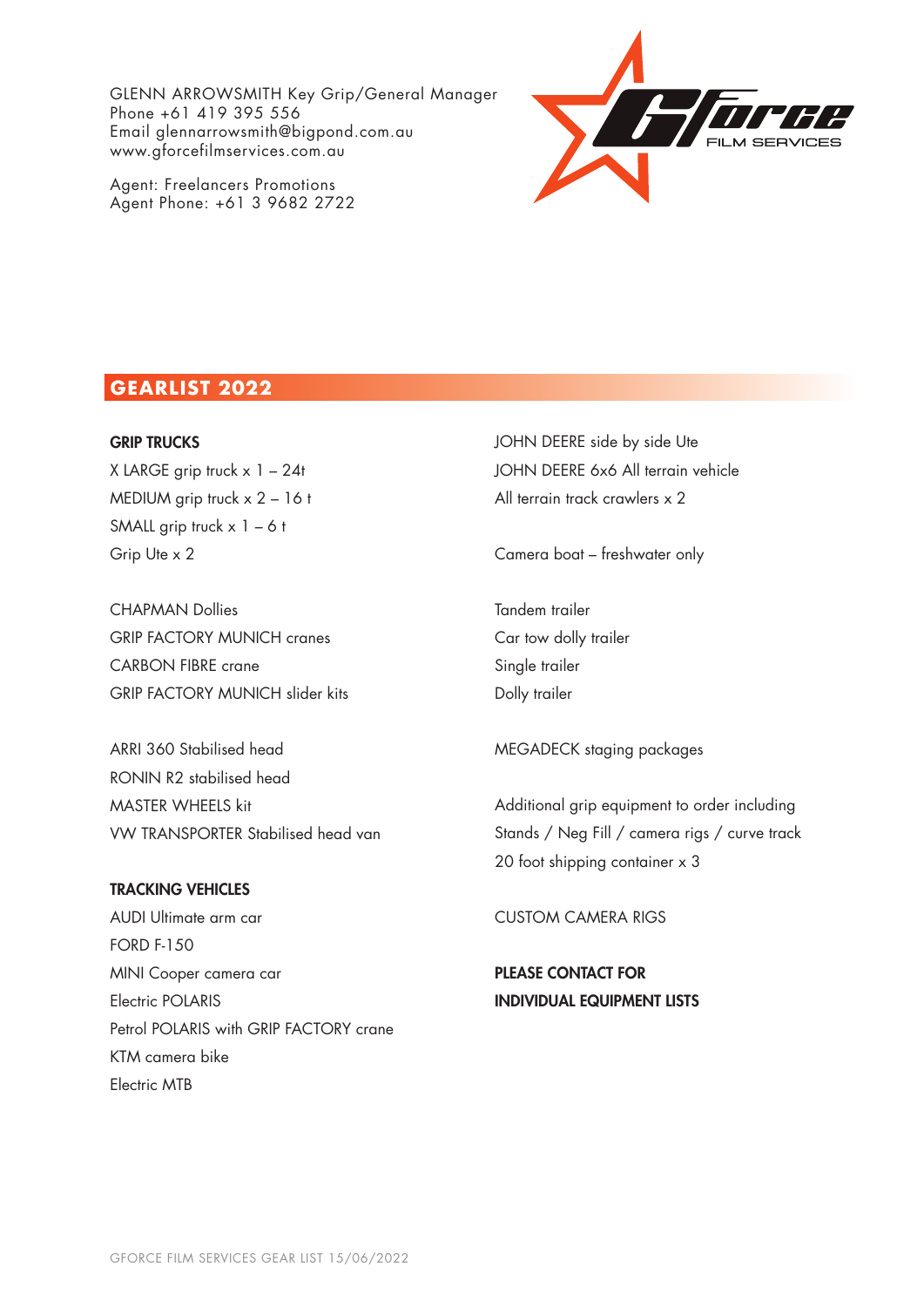GLENN ARROWSMITH Key Grip/General Manager
Phone +61 419 395 556
Email glennarrowsmith@bigpond.com.au
www.gforcefilmservices.com.au

Agent: Freelancers Promotions
Agent Phone: +61 3 9682 2722

## GEARLIST 2022

**GRIP TRUCKS**

X LARGE grip truck x 1 – 24t
MEDIUM grip truck x 2 – 16 t
SMALL grip truck x 1 – 6 t
Grip Ute x 2

CHAPMAN Dollies
GRIP FACTORY MUNICH cranes
CARBON FIBRE crane
GRIP FACTORY MUNICH slider kits

ARRI 360 Stabilised head
RONIN R2 stabilised head
MASTER WHEELS kit
VW TRANSPORTER Stabilised head van

**TRACKING VEHICLES**

AUDI Ultimate arm car
FORD F-150
MINI Cooper camera car
Electric POLARIS
Petrol POLARIS with GRIP FACTORY crane
KTM camera bike
Electric MTB

JOHN DEERE side by side Ute
JOHN DEERE 6x6 All terrain vehicle
All terrain track crawlers x 2

Camera boat – freshwater only

Tandem trailer
Car tow dolly trailer
Single trailer
Dolly trailer

MEGADECK staging packages

Additional grip equipment to order including
Stands / Neg Fill / camera rigs / curve track
20 foot shipping container x 3

CUSTOM CAMERA RIGS

**PLEASE CONTACT FOR INDIVIDUAL EQUIPMENT LISTS**

GFORCE FILM SERVICES GEAR LIST 15/06/2022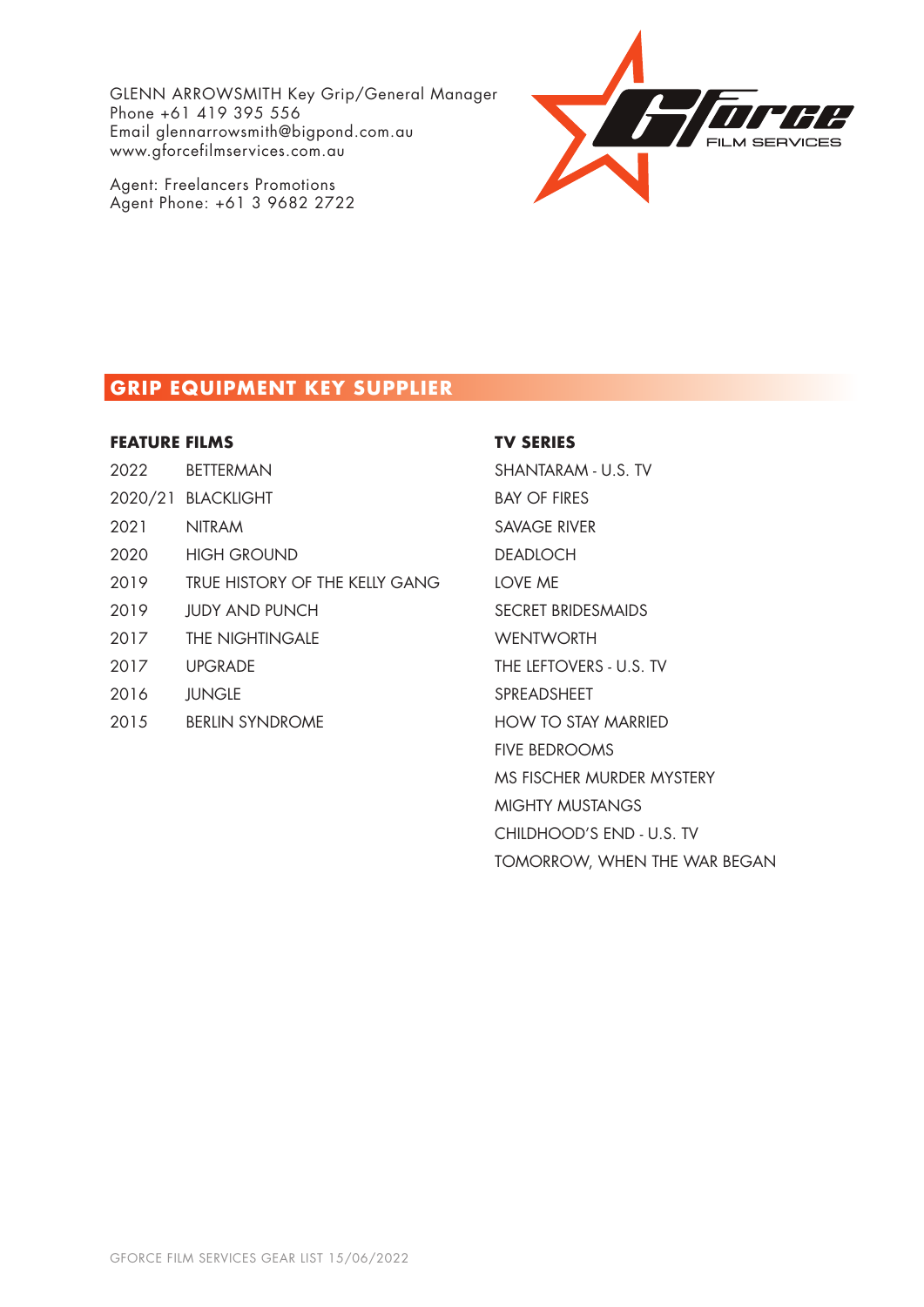GLENN ARROWSMITH Key Grip/General Manager
Phone +61 419 395 556
Email glennarrowsmith@bigpond.com.au
www.gforcefilmservices.com.au

Agent: Freelancers Promotions
Agent Phone: +61 3 9682 2722

## GRIP EQUIPMENT KEY SUPPLIER

### FEATURE FILMS

| | |
|---|---|
| 2022 | BETTERMAN |
| 2020/21 | BLACKLIGHT |
| 2021 | NITRAM |
| 2020 | HIGH GROUND |
| 2019 | TRUE HISTORY OF THE KELLY GANG |
| 2019 | JUDY AND PUNCH |
| 2017 | THE NIGHTINGALE |
| 2017 | UPGRADE |
| 2016 | JUNGLE |
| 2015 | BERLIN SYNDROME |

### TV SERIES

SHANTARAM - U.S. TV
BAY OF FIRES
SAVAGE RIVER
DEADLOCH
LOVE ME
SECRET BRIDESMAIDS
WENTWORTH
THE LEFTOVERS - U.S. TV
SPREADSHEET
HOW TO STAY MARRIED
FIVE BEDROOMS
MS FISCHER MURDER MYSTERY
MIGHTY MUSTANGS
CHILDHOOD'S END - U.S. TV
TOMORROW, WHEN THE WAR BEGAN